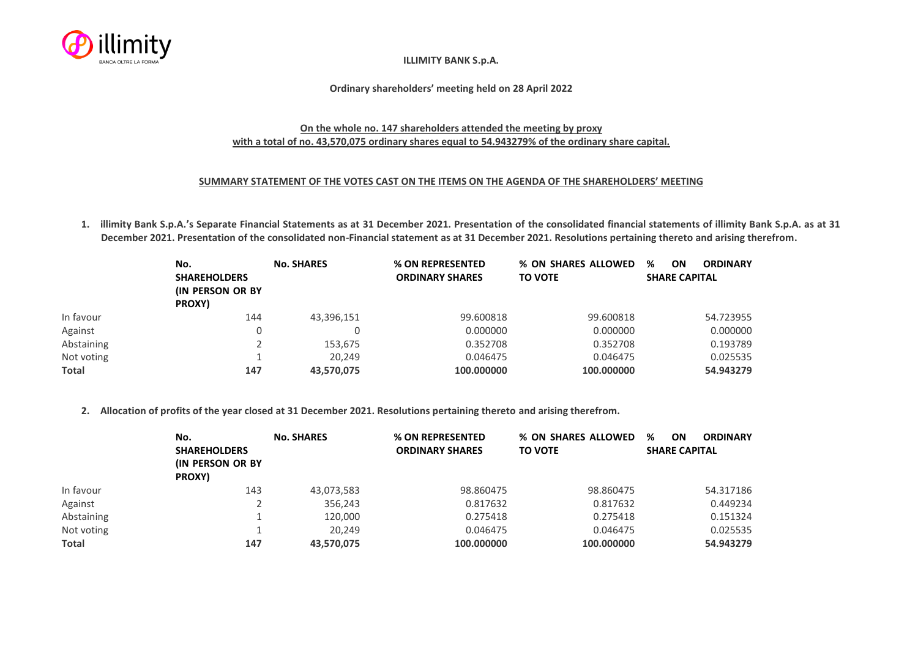**ILLIMITY BANK S.p.A.**

**Ordinary shareholders' meeting held on 28 April 2022**

**On the whole no. 147 shareholders attended the meeting by proxy with a total of no. 43,570,075 ordinary shares equal to 54.943279% of the ordinary share capital.**

**SUMMARY STATEMENT OF THE VOTES CAST ON THE ITEMS ON THE AGENDA OF THE SHAREHOLDERS' MEETING**

1. **illimity Bank S.p.A.'s Separate Financial Statements as at 31 December 2021. Presentation of the consolidated financial statements of illimity Bank S.p.A. as at 31 December 2021. Presentation of the consolidated non-Financial statement as at 31 December 2021. Resolutions pertaining thereto and arising therefrom.**

| | No. SHAREHOLDERS (IN PERSON OR BY PROXY) | No. SHARES | % ON REPRESENTED ORDINARY SHARES | % ON SHARES ALLOWED TO VOTE | % ON ORDINARY SHARE CAPITAL |
|---|---|---|---|---|---|
| In favour | 144 | 43,396,151 | 99.600818 | 99.600818 | 54.723955 |
| Against | 0 | 0 | 0.000000 | 0.000000 | 0.000000 |
| Abstaining | 2 | 153,675 | 0.352708 | 0.352708 | 0.193789 |
| Not voting | 1 | 20,249 | 0.046475 | 0.046475 | 0.025535 |
| **Total** | **147** | **43,570,075** | **100.000000** | **100.000000** | **54.943279** |

2. **Allocation of profits of the year closed at 31 December 2021. Resolutions pertaining thereto and arising therefrom.**

| | No. SHAREHOLDERS (IN PERSON OR BY PROXY) | No. SHARES | % ON REPRESENTED ORDINARY SHARES | % ON SHARES ALLOWED TO VOTE | % ON ORDINARY SHARE CAPITAL |
|---|---|---|---|---|---|
| In favour | 143 | 43,073,583 | 98.860475 | 98.860475 | 54.317186 |
| Against | 2 | 356,243 | 0.817632 | 0.817632 | 0.449234 |
| Abstaining | 1 | 120,000 | 0.275418 | 0.275418 | 0.151324 |
| Not voting | 1 | 20,249 | 0.046475 | 0.046475 | 0.025535 |
| **Total** | **147** | **43,570,075** | **100.000000** | **100.000000** | **54.943279** |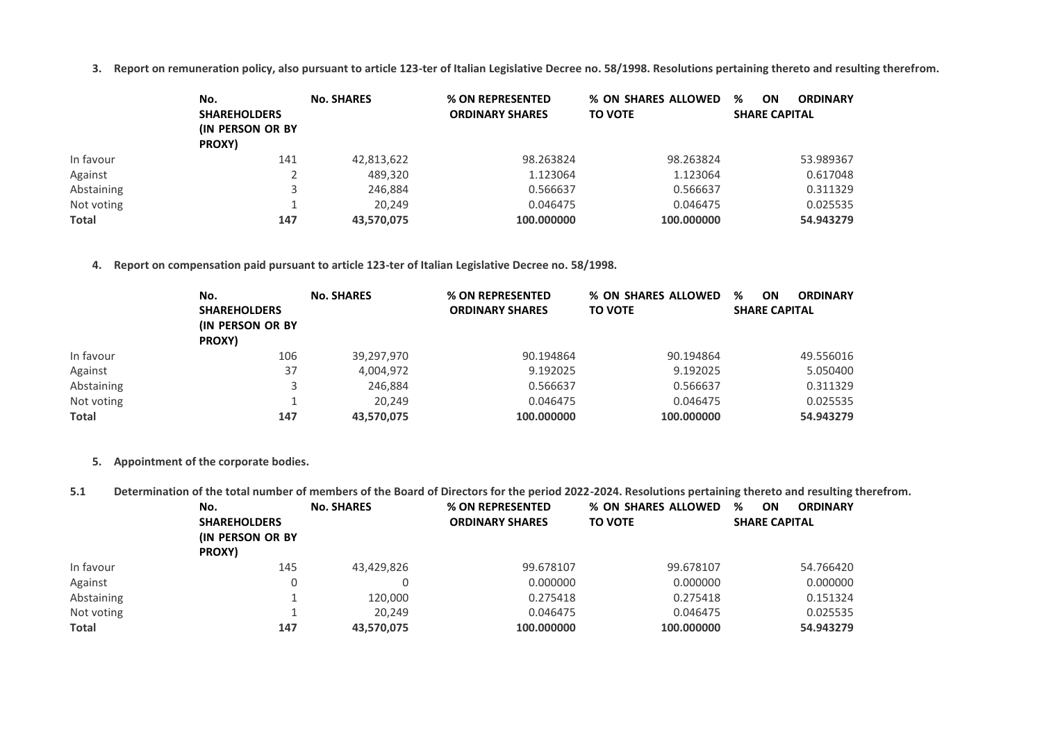3. **Report on remuneration policy, also pursuant to article 123-ter of Italian Legislative Decree no. 58/1998. Resolutions pertaining thereto and resulting therefrom.**

| | No. SHAREHOLDERS (IN PERSON OR BY PROXY) | No. SHARES | % ON REPRESENTED ORDINARY SHARES | % ON SHARES ALLOWED TO VOTE | % ON ORDINARY SHARE CAPITAL |
|---|---|---|---|---|---|
| In favour | 141 | 42,813,622 | 98.263824 | 98.263824 | 53.989367 |
| Against | 2 | 489,320 | 1.123064 | 1.123064 | 0.617048 |
| Abstaining | 3 | 246,884 | 0.566637 | 0.566637 | 0.311329 |
| Not voting | 1 | 20,249 | 0.046475 | 0.046475 | 0.025535 |
| **Total** | **147** | **43,570,075** | **100.000000** | **100.000000** | **54.943279** |

4. **Report on compensation paid pursuant to article 123-ter of Italian Legislative Decree no. 58/1998.**

| | No. SHAREHOLDERS (IN PERSON OR BY PROXY) | No. SHARES | % ON REPRESENTED ORDINARY SHARES | % ON SHARES ALLOWED TO VOTE | % ON ORDINARY SHARE CAPITAL |
|---|---|---|---|---|---|
| In favour | 106 | 39,297,970 | 90.194864 | 90.194864 | 49.556016 |
| Against | 37 | 4,004,972 | 9.192025 | 9.192025 | 5.050400 |
| Abstaining | 3 | 246,884 | 0.566637 | 0.566637 | 0.311329 |
| Not voting | 1 | 20,249 | 0.046475 | 0.046475 | 0.025535 |
| **Total** | **147** | **43,570,075** | **100.000000** | **100.000000** | **54.943279** |

5. **Appointment of the corporate bodies.**

**5.1 Determination of the total number of members of the Board of Directors for the period 2022-2024. Resolutions pertaining thereto and resulting therefrom.**

| | No. SHAREHOLDERS (IN PERSON OR BY PROXY) | No. SHARES | % ON REPRESENTED ORDINARY SHARES | % ON SHARES ALLOWED TO VOTE | % ON ORDINARY SHARE CAPITAL |
|---|---|---|---|---|---|
| In favour | 145 | 43,429,826 | 99.678107 | 99.678107 | 54.766420 |
| Against | 0 | 0 | 0.000000 | 0.000000 | 0.000000 |
| Abstaining | 1 | 120,000 | 0.275418 | 0.275418 | 0.151324 |
| Not voting | 1 | 20,249 | 0.046475 | 0.046475 | 0.025535 |
| **Total** | **147** | **43,570,075** | **100.000000** | **100.000000** | **54.943279** |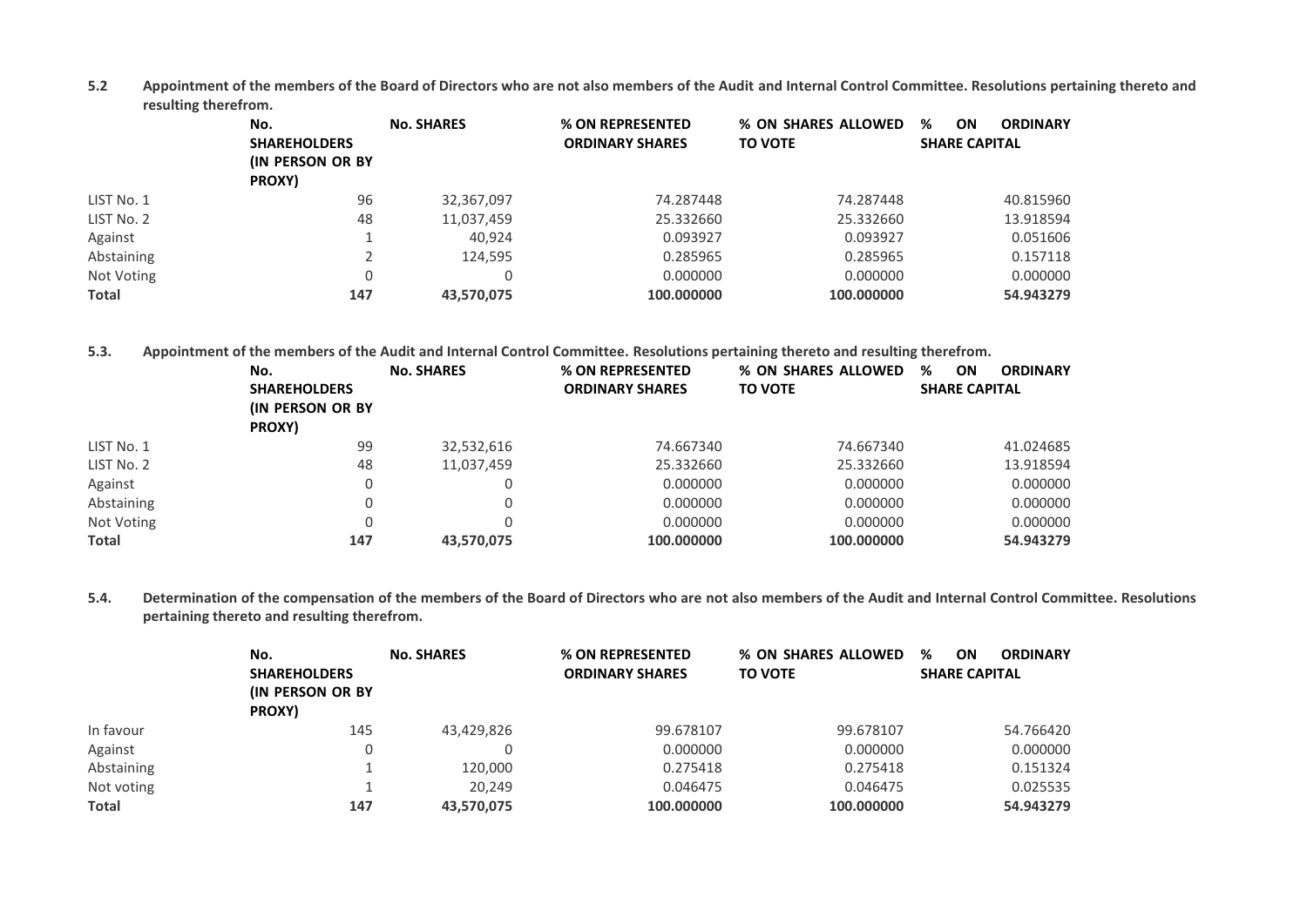**5.2 Appointment of the members of the Board of Directors who are not also members of the Audit and Internal Control Committee. Resolutions pertaining thereto and resulting therefrom.**

| | No. SHAREHOLDERS (IN PERSON OR BY PROXY) | No. SHARES | % ON REPRESENTED ORDINARY SHARES | % ON SHARES ALLOWED TO VOTE | % ON ORDINARY SHARE CAPITAL |
|---|---|---|---|---|---|
| LIST No. 1 | 96 | 32,367,097 | 74.287448 | 74.287448 | 40.815960 |
| LIST No. 2 | 48 | 11,037,459 | 25.332660 | 25.332660 | 13.918594 |
| Against | 1 | 40,924 | 0.093927 | 0.093927 | 0.051606 |
| Abstaining | 2 | 124,595 | 0.285965 | 0.285965 | 0.157118 |
| Not Voting | 0 | 0 | 0.000000 | 0.000000 | 0.000000 |
| **Total** | **147** | **43,570,075** | **100.000000** | **100.000000** | **54.943279** |

**5.3. Appointment of the members of the Audit and Internal Control Committee. Resolutions pertaining thereto and resulting therefrom.**

| | No. SHAREHOLDERS (IN PERSON OR BY PROXY) | No. SHARES | % ON REPRESENTED ORDINARY SHARES | % ON SHARES ALLOWED TO VOTE | % ON ORDINARY SHARE CAPITAL |
|---|---|---|---|---|---|
| LIST No. 1 | 99 | 32,532,616 | 74.667340 | 74.667340 | 41.024685 |
| LIST No. 2 | 48 | 11,037,459 | 25.332660 | 25.332660 | 13.918594 |
| Against | 0 | 0 | 0.000000 | 0.000000 | 0.000000 |
| Abstaining | 0 | 0 | 0.000000 | 0.000000 | 0.000000 |
| Not Voting | 0 | 0 | 0.000000 | 0.000000 | 0.000000 |
| **Total** | **147** | **43,570,075** | **100.000000** | **100.000000** | **54.943279** |

**5.4. Determination of the compensation of the members of the Board of Directors who are not also members of the Audit and Internal Control Committee. Resolutions pertaining thereto and resulting therefrom.**

| | No. SHAREHOLDERS (IN PERSON OR BY PROXY) | No. SHARES | % ON REPRESENTED ORDINARY SHARES | % ON SHARES ALLOWED TO VOTE | % ON ORDINARY SHARE CAPITAL |
|---|---|---|---|---|---|
| In favour | 145 | 43,429,826 | 99.678107 | 99.678107 | 54.766420 |
| Against | 0 | 0 | 0.000000 | 0.000000 | 0.000000 |
| Abstaining | 1 | 120,000 | 0.275418 | 0.275418 | 0.151324 |
| Not voting | 1 | 20,249 | 0.046475 | 0.046475 | 0.025535 |
| **Total** | **147** | **43,570,075** | **100.000000** | **100.000000** | **54.943279** |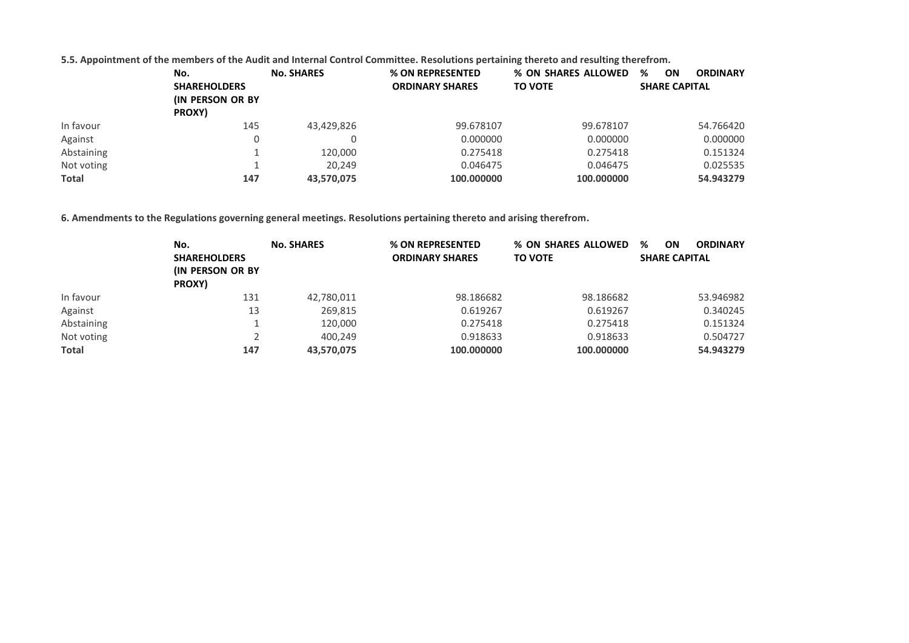**5.5. Appointment of the members of the Audit and Internal Control Committee. Resolutions pertaining thereto and resulting therefrom.**

| | No. SHAREHOLDERS (IN PERSON OR BY PROXY) | No. SHARES | % ON REPRESENTED ORDINARY SHARES | % ON SHARES ALLOWED TO VOTE | % ON ORDINARY SHARE CAPITAL |
|---|---|---|---|---|---|
| In favour | 145 | 43,429,826 | 99.678107 | 99.678107 | 54.766420 |
| Against | 0 | 0 | 0.000000 | 0.000000 | 0.000000 |
| Abstaining | 1 | 120,000 | 0.275418 | 0.275418 | 0.151324 |
| Not voting | 1 | 20,249 | 0.046475 | 0.046475 | 0.025535 |
| **Total** | **147** | **43,570,075** | **100.000000** | **100.000000** | **54.943279** |

**6. Amendments to the Regulations governing general meetings. Resolutions pertaining thereto and arising therefrom.**

| | No. SHAREHOLDERS (IN PERSON OR BY PROXY) | No. SHARES | % ON REPRESENTED ORDINARY SHARES | % ON SHARES ALLOWED TO VOTE | % ON ORDINARY SHARE CAPITAL |
|---|---|---|---|---|---|
| In favour | 131 | 42,780,011 | 98.186682 | 98.186682 | 53.946982 |
| Against | 13 | 269,815 | 0.619267 | 0.619267 | 0.340245 |
| Abstaining | 1 | 120,000 | 0.275418 | 0.275418 | 0.151324 |
| Not voting | 2 | 400,249 | 0.918633 | 0.918633 | 0.504727 |
| **Total** | **147** | **43,570,075** | **100.000000** | **100.000000** | **54.943279** |